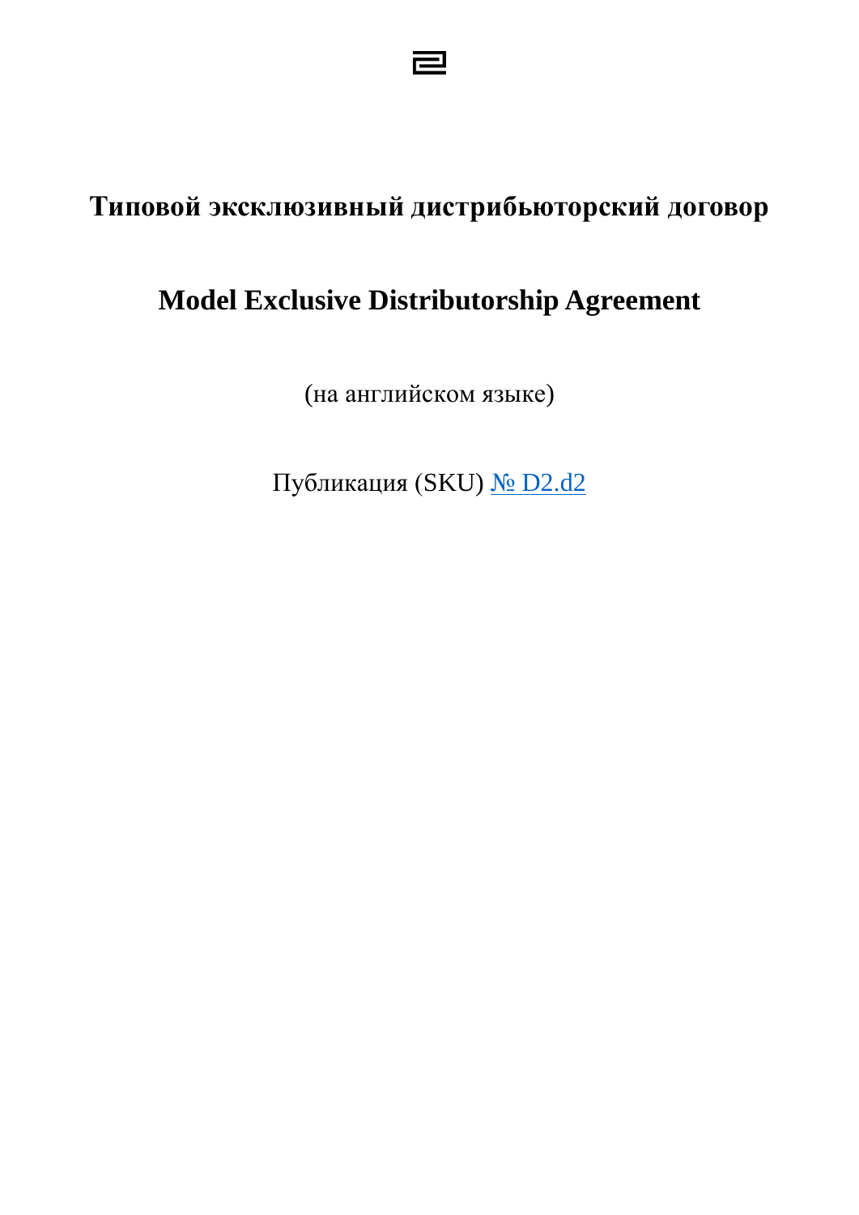# Типовой эксклюзивный дистрибьюторский договор

# Model Exclusive Distributorship Agreement

(на английском языке)

Публикация (SKU) № D2.d2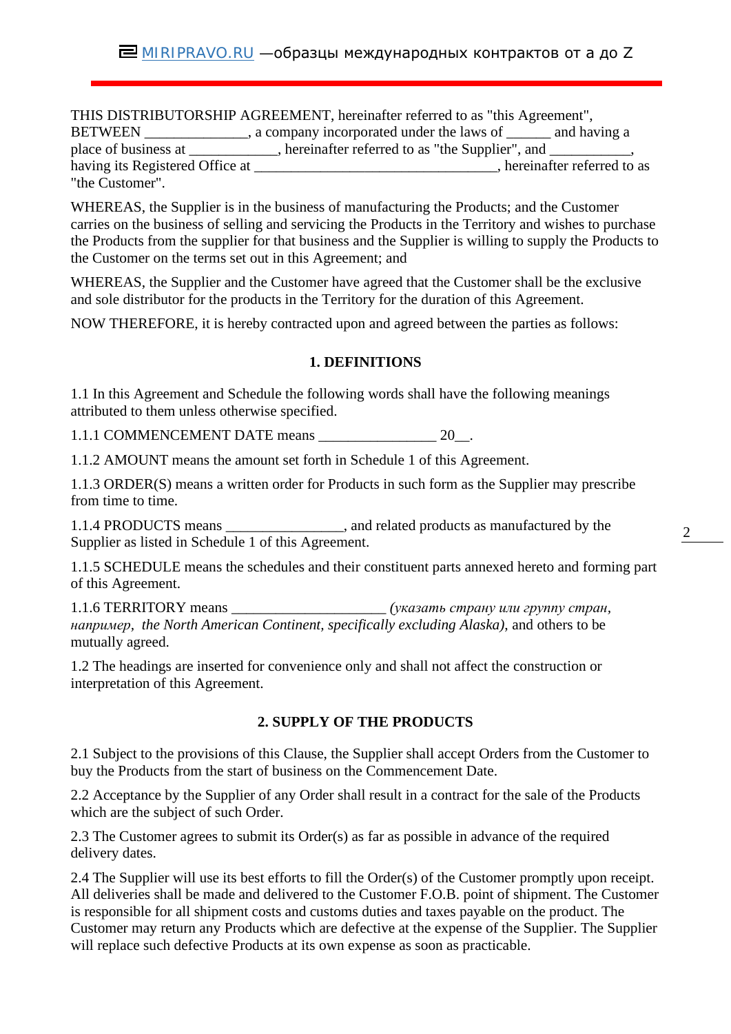THIS DISTRIBUTORSHIP AGREEMENT, hereinafter referred to as "this Agreement", BETWEEN ______________, a company incorporated under the laws of ______ and having a place of business at ____________, hereinafter referred to as "the Supplier", and ___________, having its Registered Office at _________________________________, hereinafter referred to as "the Customer".

WHEREAS, the Supplier is in the business of manufacturing the Products; and the Customer carries on the business of selling and servicing the Products in the Territory and wishes to purchase the Products from the supplier for that business and the Supplier is willing to supply the Products to the Customer on the terms set out in this Agreement; and

WHEREAS, the Supplier and the Customer have agreed that the Customer shall be the exclusive and sole distributor for the products in the Territory for the duration of this Agreement.

NOW THEREFORE, it is hereby contracted upon and agreed between the parties as follows:

## 1. DEFINITIONS

1.1 In this Agreement and Schedule the following words shall have the following meanings attributed to them unless otherwise specified.

1.1.1 COMMENCEMENT DATE means ________________ 20__.

1.1.2 AMOUNT means the amount set forth in Schedule 1 of this Agreement.

1.1.3 ORDER(S) means a written order for Products in such form as the Supplier may prescribe from time to time.

1.1.4 PRODUCTS means ________________, and related products as manufactured by the Supplier as listed in Schedule 1 of this Agreement.

1.1.5 SCHEDULE means the schedules and their constituent parts annexed hereto and forming part of this Agreement.

1.1.6 TERRITORY means ____________________ *(указать страну или группу стран, например, the North American Continent, specifically excluding Alaska)*, and others to be mutually agreed.

1.2 The headings are inserted for convenience only and shall not affect the construction or interpretation of this Agreement.

## 2. SUPPLY OF THE PRODUCTS

2.1 Subject to the provisions of this Clause, the Supplier shall accept Orders from the Customer to buy the Products from the start of business on the Commencement Date.

2.2 Acceptance by the Supplier of any Order shall result in a contract for the sale of the Products which are the subject of such Order.

2.3 The Customer agrees to submit its Order(s) as far as possible in advance of the required delivery dates.

2.4 The Supplier will use its best efforts to fill the Order(s) of the Customer promptly upon receipt. All deliveries shall be made and delivered to the Customer F.O.B. point of shipment. The Customer is responsible for all shipment costs and customs duties and taxes payable on the product. The Customer may return any Products which are defective at the expense of the Supplier. The Supplier will replace such defective Products at its own expense as soon as practicable.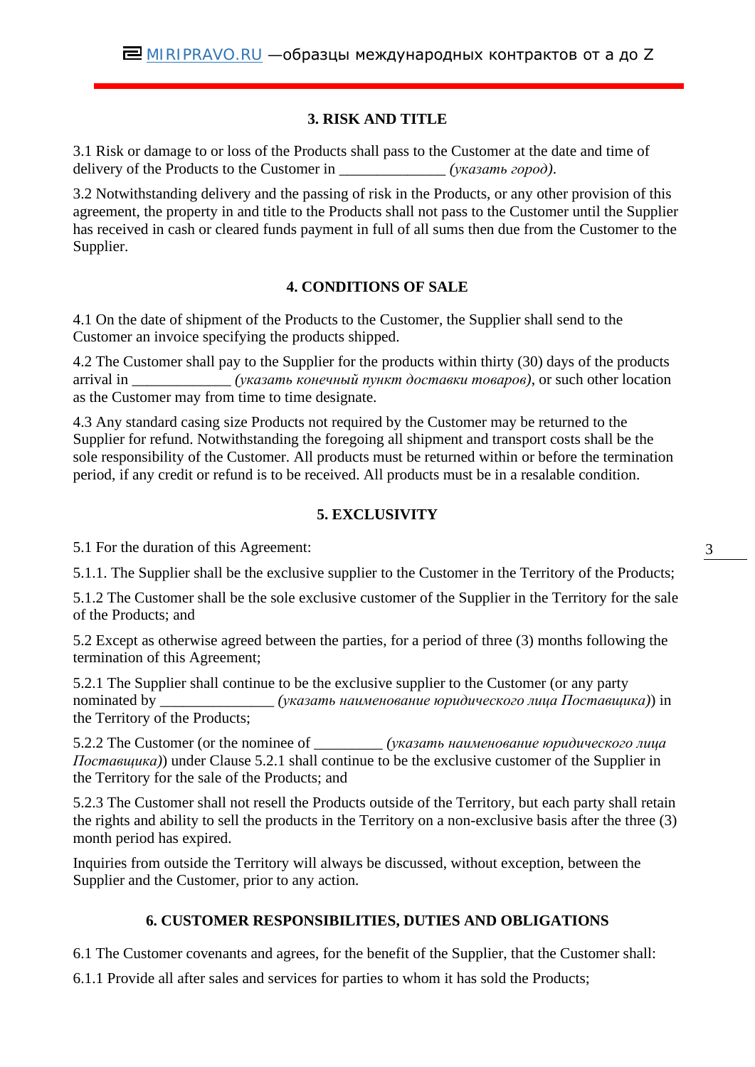## 3. RISK AND TITLE

3.1 Risk or damage to or loss of the Products shall pass to the Customer at the date and time of delivery of the Products to the Customer in ______________ *(указать город)*.

3.2 Notwithstanding delivery and the passing of risk in the Products, or any other provision of this agreement, the property in and title to the Products shall not pass to the Customer until the Supplier has received in cash or cleared funds payment in full of all sums then due from the Customer to the Supplier.

## 4. CONDITIONS OF SALE

4.1 On the date of shipment of the Products to the Customer, the Supplier shall send to the Customer an invoice specifying the products shipped.

4.2 The Customer shall pay to the Supplier for the products within thirty (30) days of the products arrival in _____________ *(указать конечный пункт доставки товаров)*, or such other location as the Customer may from time to time designate.

4.3 Any standard casing size Products not required by the Customer may be returned to the Supplier for refund. Notwithstanding the foregoing all shipment and transport costs shall be the sole responsibility of the Customer. All products must be returned within or before the termination period, if any credit or refund is to be received. All products must be in a resalable condition.

## 5. EXCLUSIVITY

5.1 For the duration of this Agreement:

5.1.1. The Supplier shall be the exclusive supplier to the Customer in the Territory of the Products;

5.1.2 The Customer shall be the sole exclusive customer of the Supplier in the Territory for the sale of the Products; and

5.2 Except as otherwise agreed between the parties, for a period of three (3) months following the termination of this Agreement;

5.2.1 The Supplier shall continue to be the exclusive supplier to the Customer (or any party nominated by _______________ *(указать наименование юридического лица Поставщика)*) in the Territory of the Products;

5.2.2 The Customer (or the nominee of _________ *(указать наименование юридического лица Поставщика)*) under Clause 5.2.1 shall continue to be the exclusive customer of the Supplier in the Territory for the sale of the Products; and

5.2.3 The Customer shall not resell the Products outside of the Territory, but each party shall retain the rights and ability to sell the products in the Territory on a non-exclusive basis after the three (3) month period has expired.

Inquiries from outside the Territory will always be discussed, without exception, between the Supplier and the Customer, prior to any action.

## 6. CUSTOMER RESPONSIBILITIES, DUTIES AND OBLIGATIONS

6.1 The Customer covenants and agrees, for the benefit of the Supplier, that the Customer shall:

6.1.1 Provide all after sales and services for parties to whom it has sold the Products;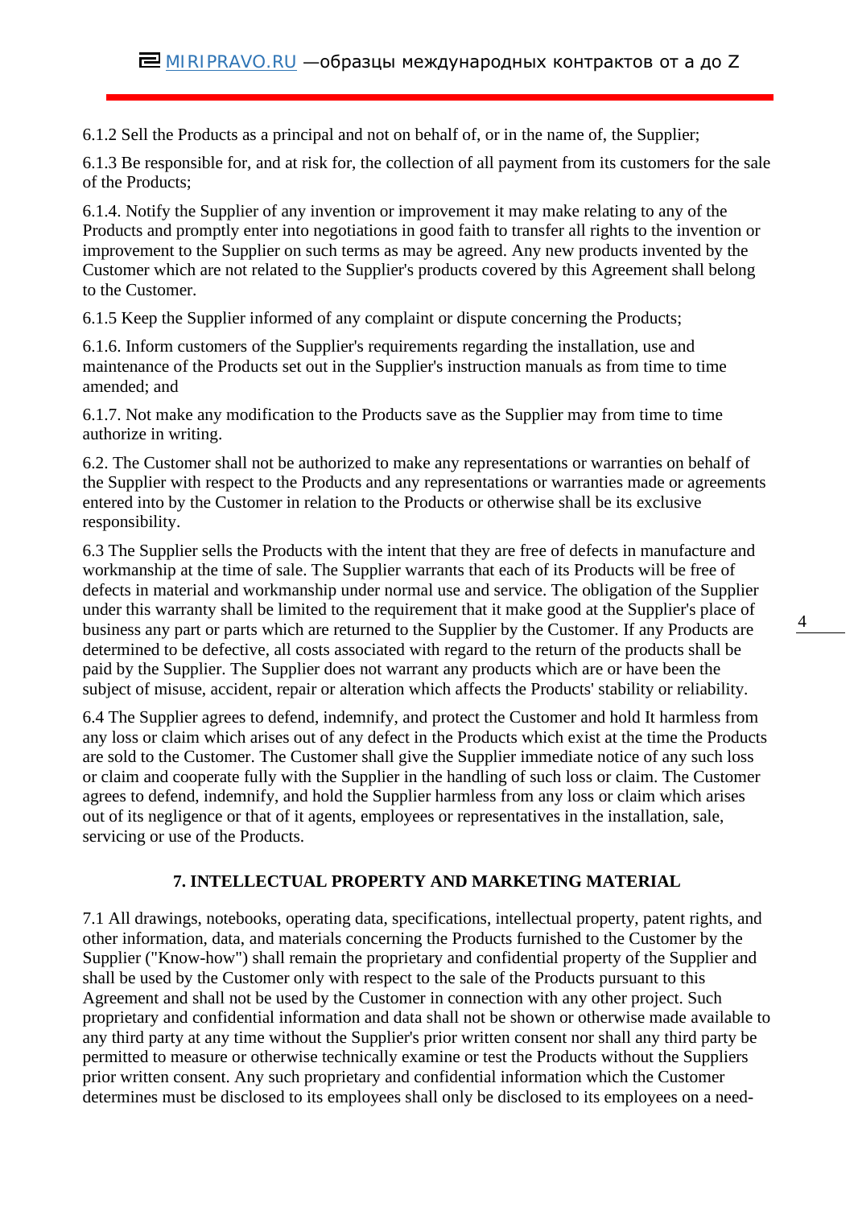6.1.2 Sell the Products as a principal and not on behalf of, or in the name of, the Supplier;

6.1.3 Be responsible for, and at risk for, the collection of all payment from its customers for the sale of the Products;

6.1.4. Notify the Supplier of any invention or improvement it may make relating to any of the Products and promptly enter into negotiations in good faith to transfer all rights to the invention or improvement to the Supplier on such terms as may be agreed. Any new products invented by the Customer which are not related to the Supplier's products covered by this Agreement shall belong to the Customer.

6.1.5 Keep the Supplier informed of any complaint or dispute concerning the Products;

6.1.6. Inform customers of the Supplier's requirements regarding the installation, use and maintenance of the Products set out in the Supplier's instruction manuals as from time to time amended; and

6.1.7. Not make any modification to the Products save as the Supplier may from time to time authorize in writing.

6.2. The Customer shall not be authorized to make any representations or warranties on behalf of the Supplier with respect to the Products and any representations or warranties made or agreements entered into by the Customer in relation to the Products or otherwise shall be its exclusive responsibility.

6.3 The Supplier sells the Products with the intent that they are free of defects in manufacture and workmanship at the time of sale. The Supplier warrants that each of its Products will be free of defects in material and workmanship under normal use and service. The obligation of the Supplier under this warranty shall be limited to the requirement that it make good at the Supplier's place of business any part or parts which are returned to the Supplier by the Customer. If any Products are determined to be defective, all costs associated with regard to the return of the products shall be paid by the Supplier. The Supplier does not warrant any products which are or have been the subject of misuse, accident, repair or alteration which affects the Products' stability or reliability.

6.4 The Supplier agrees to defend, indemnify, and protect the Customer and hold It harmless from any loss or claim which arises out of any defect in the Products which exist at the time the Products are sold to the Customer. The Customer shall give the Supplier immediate notice of any such loss or claim and cooperate fully with the Supplier in the handling of such loss or claim. The Customer agrees to defend, indemnify, and hold the Supplier harmless from any loss or claim which arises out of its negligence or that of it agents, employees or representatives in the installation, sale, servicing or use of the Products.

## 7. INTELLECTUAL PROPERTY AND MARKETING MATERIAL

7.1 All drawings, notebooks, operating data, specifications, intellectual property, patent rights, and other information, data, and materials concerning the Products furnished to the Customer by the Supplier ("Know-how") shall remain the proprietary and confidential property of the Supplier and shall be used by the Customer only with respect to the sale of the Products pursuant to this Agreement and shall not be used by the Customer in connection with any other project. Such proprietary and confidential information and data shall not be shown or otherwise made available to any third party at any time without the Supplier's prior written consent nor shall any third party be permitted to measure or otherwise technically examine or test the Products without the Suppliers prior written consent. Any such proprietary and confidential information which the Customer determines must be disclosed to its employees shall only be disclosed to its employees on a need-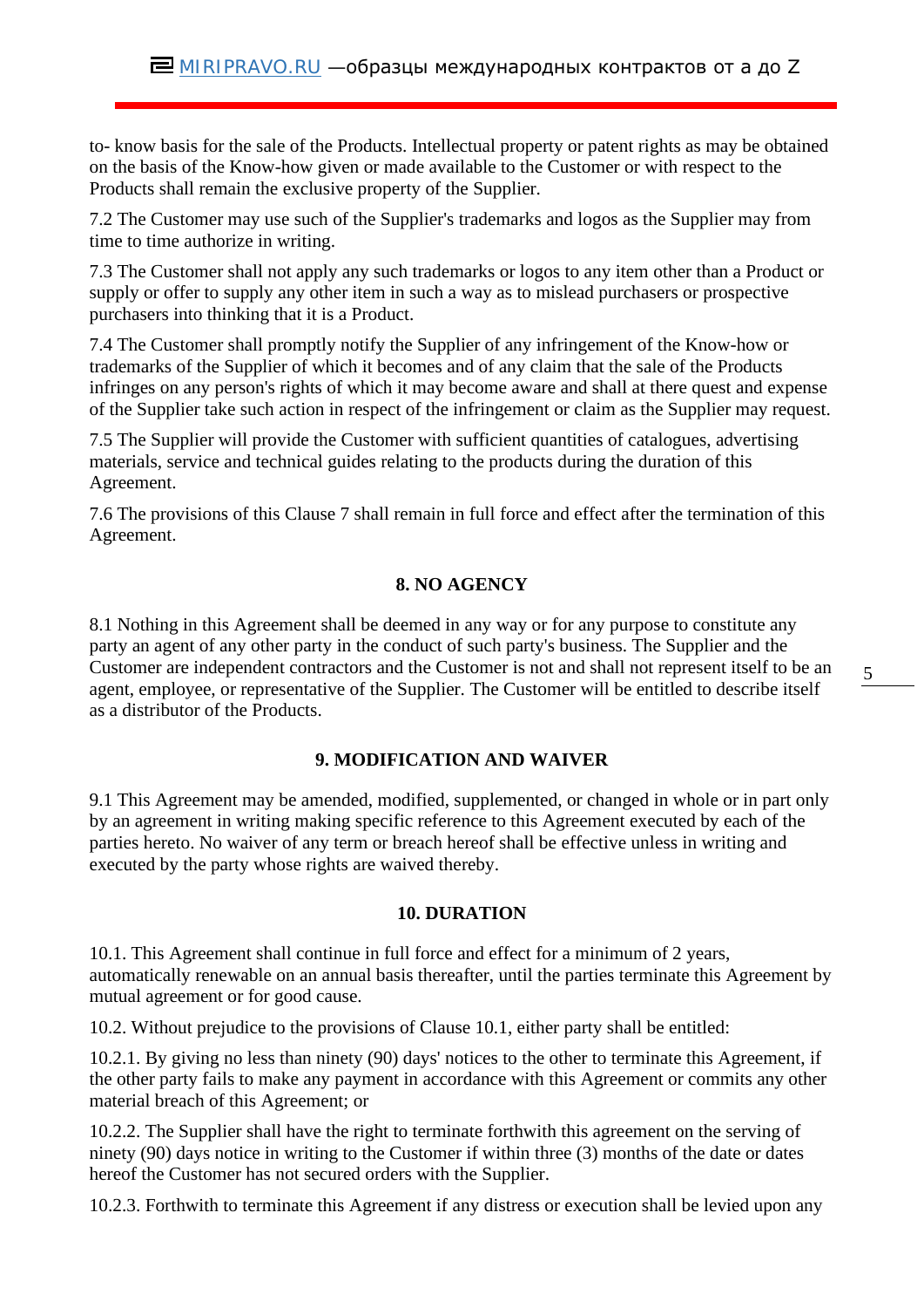to- know basis for the sale of the Products. Intellectual property or patent rights as may be obtained on the basis of the Know-how given or made available to the Customer or with respect to the Products shall remain the exclusive property of the Supplier.

7.2 The Customer may use such of the Supplier's trademarks and logos as the Supplier may from time to time authorize in writing.

7.3 The Customer shall not apply any such trademarks or logos to any item other than a Product or supply or offer to supply any other item in such a way as to mislead purchasers or prospective purchasers into thinking that it is a Product.

7.4 The Customer shall promptly notify the Supplier of any infringement of the Know-how or trademarks of the Supplier of which it becomes and of any claim that the sale of the Products infringes on any person's rights of which it may become aware and shall at there quest and expense of the Supplier take such action in respect of the infringement or claim as the Supplier may request.

7.5 The Supplier will provide the Customer with sufficient quantities of catalogues, advertising materials, service and technical guides relating to the products during the duration of this Agreement.

7.6 The provisions of this Clause 7 shall remain in full force and effect after the termination of this Agreement.

**8. NO AGENCY**

8.1 Nothing in this Agreement shall be deemed in any way or for any purpose to constitute any party an agent of any other party in the conduct of such party's business. The Supplier and the Customer are independent contractors and the Customer is not and shall not represent itself to be an agent, employee, or representative of the Supplier. The Customer will be entitled to describe itself as a distributor of the Products.

**9. MODIFICATION AND WAIVER**

9.1 This Agreement may be amended, modified, supplemented, or changed in whole or in part only by an agreement in writing making specific reference to this Agreement executed by each of the parties hereto. No waiver of any term or breach hereof shall be effective unless in writing and executed by the party whose rights are waived thereby.

**10. DURATION**

10.1. This Agreement shall continue in full force and effect for a minimum of 2 years, automatically renewable on an annual basis thereafter, until the parties terminate this Agreement by mutual agreement or for good cause.

10.2. Without prejudice to the provisions of Clause 10.1, either party shall be entitled:

10.2.1. By giving no less than ninety (90) days' notices to the other to terminate this Agreement, if the other party fails to make any payment in accordance with this Agreement or commits any other material breach of this Agreement; or

10.2.2. The Supplier shall have the right to terminate forthwith this agreement on the serving of ninety (90) days notice in writing to the Customer if within three (3) months of the date or dates hereof the Customer has not secured orders with the Supplier.

10.2.3. Forthwith to terminate this Agreement if any distress or execution shall be levied upon any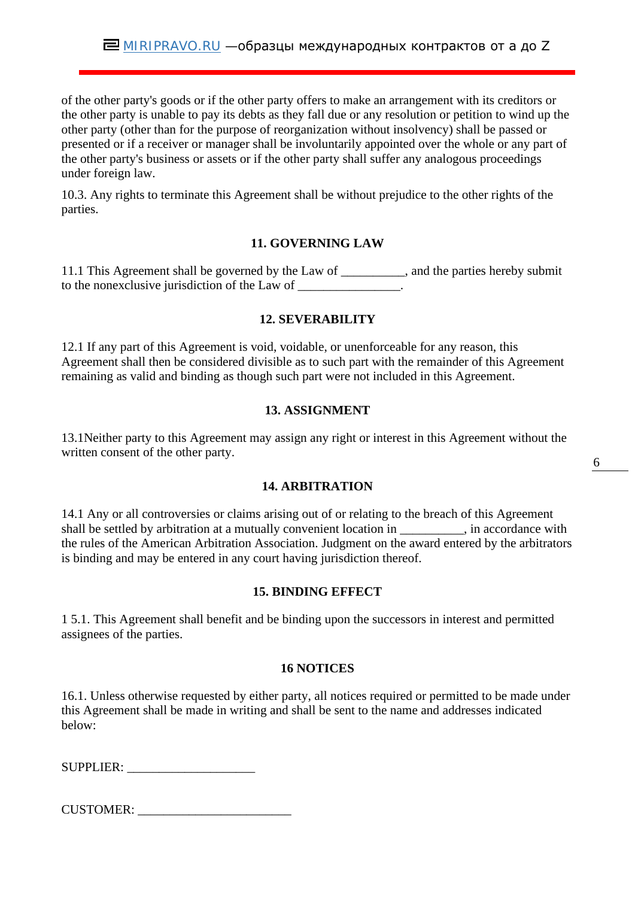of the other party's goods or if the other party offers to make an arrangement with its creditors or the other party is unable to pay its debts as they fall due or any resolution or petition to wind up the other party (other than for the purpose of reorganization without insolvency) shall be passed or presented or if a receiver or manager shall be involuntarily appointed over the whole or any part of the other party's business or assets or if the other party shall suffer any analogous proceedings under foreign law.

10.3. Any rights to terminate this Agreement shall be without prejudice to the other rights of the parties.

## 11. GOVERNING LAW

11.1 This Agreement shall be governed by the Law of __________, and the parties hereby submit to the nonexclusive jurisdiction of the Law of ________________.

## 12. SEVERABILITY

12.1 If any part of this Agreement is void, voidable, or unenforceable for any reason, this Agreement shall then be considered divisible as to such part with the remainder of this Agreement remaining as valid and binding as though such part were not included in this Agreement.

## 13. ASSIGNMENT

13.1Neither party to this Agreement may assign any right or interest in this Agreement without the written consent of the other party.

## 14. ARBITRATION

14.1 Any or all controversies or claims arising out of or relating to the breach of this Agreement shall be settled by arbitration at a mutually convenient location in __________, in accordance with the rules of the American Arbitration Association. Judgment on the award entered by the arbitrators is binding and may be entered in any court having jurisdiction thereof.

## 15. BINDING EFFECT

1 5.1. This Agreement shall benefit and be binding upon the successors in interest and permitted assignees of the parties.

## 16 NOTICES

16.1. Unless otherwise requested by either party, all notices required or permitted to be made under this Agreement shall be made in writing and shall be sent to the name and addresses indicated below:

SUPPLIER: ____________________

CUSTOMER: ________________________